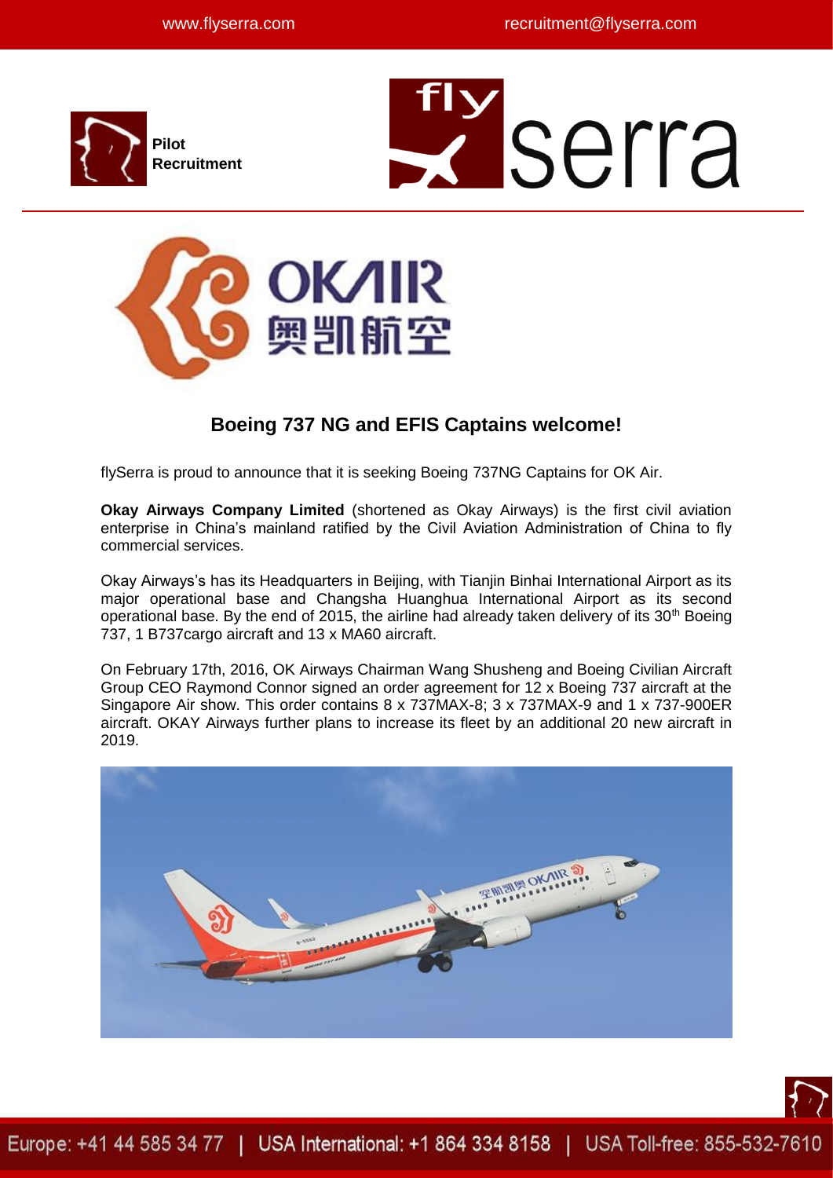# Boeing 737 NG and EFIS Captains welcome!

flySerra is proud to announce that it is seeking Boeing 737NG Captains for OK Air.

**Okay Airways Company Limited** (shortened as Okay Airways) is the first civil aviation enterprise in China's mainland ratified by the Civil Aviation Administration of China to fly commercial services.

Okay Airways's has its Headquarters in Beijing, with Tianjin Binhai International Airport as its major operational base and Changsha Huanghua International Airport as its second operational base. By the end of 2015, the airline had already taken delivery of its 30th Boeing 737, 1 B737cargo aircraft and 13 x MA60 aircraft.

On February 17th, 2016, OK Airways Chairman Wang Shusheng and Boeing Civilian Aircraft Group CEO Raymond Connor signed an order agreement for 12 x Boeing 737 aircraft at the Singapore Air show. This order contains 8 x 737MAX-8; 3 x 737MAX-9 and 1 x 737-900ER aircraft. OKAY Airways further plans to increase its fleet by an additional 20 new aircraft in 2019.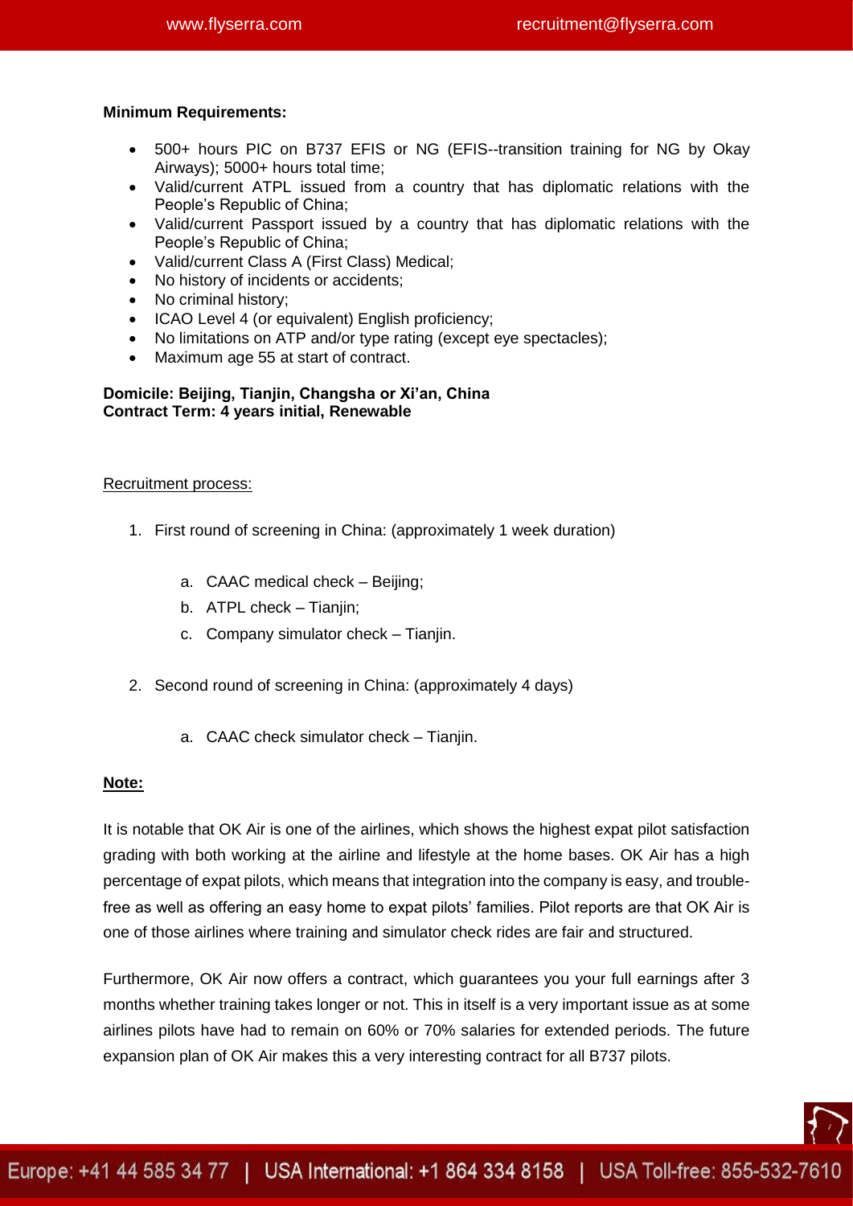**Minimum Requirements:**

- 500+ hours PIC on B737 EFIS or NG (EFIS--transition training for NG by Okay Airways); 5000+ hours total time;
- Valid/current ATPL issued from a country that has diplomatic relations with the People's Republic of China;
- Valid/current Passport issued by a country that has diplomatic relations with the People's Republic of China;
- Valid/current Class A (First Class) Medical;
- No history of incidents or accidents;
- No criminal history;
- ICAO Level 4 (or equivalent) English proficiency;
- No limitations on ATP and/or type rating (except eye spectacles);
- Maximum age 55 at start of contract.

**Domicile: Beijing, Tianjin, Changsha or Xi'an, China**
**Contract Term: 4 years initial, Renewable**

Recruitment process:

1. First round of screening in China: (approximately 1 week duration)
   a. CAAC medical check – Beijing;
   b. ATPL check – Tianjin;
   c. Company simulator check – Tianjin.
2. Second round of screening in China: (approximately 4 days)
   a. CAAC check simulator check – Tianjin.

**Note:**

It is notable that OK Air is one of the airlines, which shows the highest expat pilot satisfaction grading with both working at the airline and lifestyle at the home bases. OK Air has a high percentage of expat pilots, which means that integration into the company is easy, and trouble-free as well as offering an easy home to expat pilots' families. Pilot reports are that OK Air is one of those airlines where training and simulator check rides are fair and structured.

Furthermore, OK Air now offers a contract, which guarantees you your full earnings after 3 months whether training takes longer or not. This in itself is a very important issue as at some airlines pilots have had to remain on 60% or 70% salaries for extended periods. The future expansion plan of OK Air makes this a very interesting contract for all B737 pilots.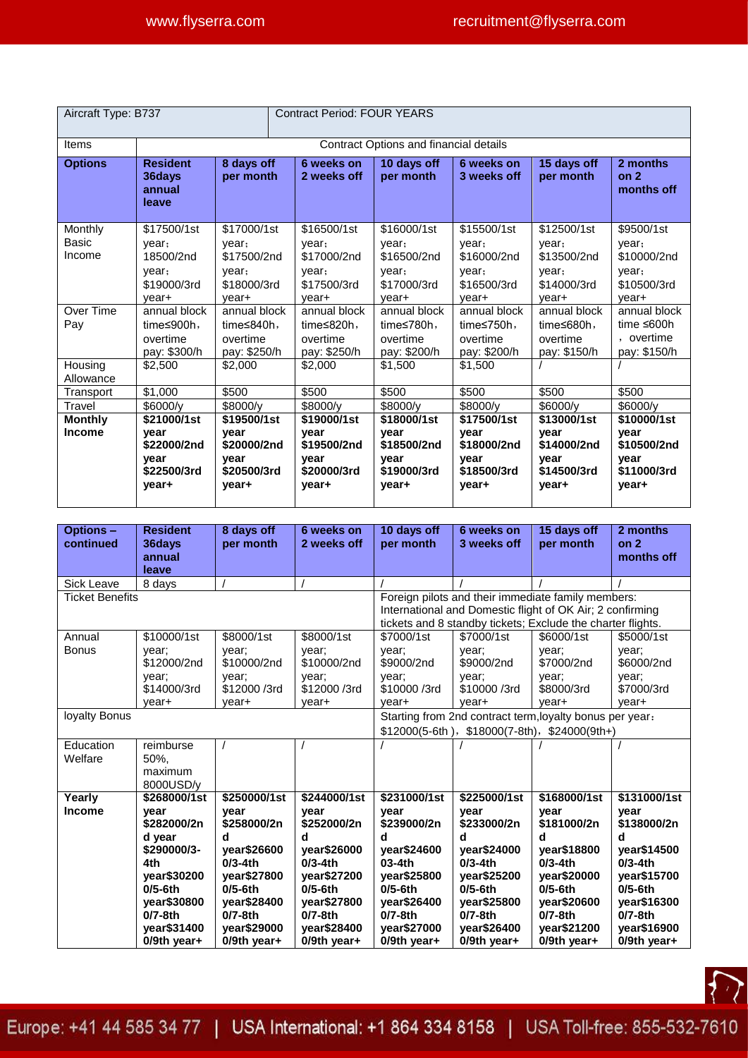| Aircraft Type: B737 | | Contract Period: FOUR YEARS | | | | | |
|---|---|---|---|---|---|---|---|
| Items | Contract Options and financial details | | | | | | |
| **Options** | **Resident 36days annual leave** | **8 days off per month** | **6 weeks on 2 weeks off** | **10 days off per month** | **6 weeks on 3 weeks off** | **15 days off per month** | **2 months on 2 months off** |
| Monthly Basic Income | $17500/1st year; 18500/2nd year; $19000/3rd year+ | $17000/1st year; $17500/2nd year; $18000/3rd year+ | $16500/1st year; $17000/2nd year; $17500/3rd year+ | $16000/1st year; $16500/2nd year; $17000/3rd year+ | $15500/1st year; $16000/2nd year; $16500/3rd year+ | $12500/1st year; $13500/2nd year; $14000/3rd year+ | $9500/1st year; $10000/2nd year; $10500/3rd year+ |
| Over Time Pay | annual block time≤900h, overtime pay: $300/h | annual block time≤840h, overtime pay: $250/h | annual block time≤820h, overtime pay: $250/h | annual block time≤780h, overtime pay: $200/h | annual block time≤750h, overtime pay: $200/h | annual block time≤680h, overtime pay: $150/h | annual block time ≤600h , overtime pay: $150/h |
| Housing Allowance | $2,500 | $2,000 | $2,000 | $1,500 | $1,500 | / | / |
| Transport | $1,000 | $500 | $500 | $500 | $500 | $500 | $500 |
| Travel | $6000/y | $8000/y | $8000/y | $8000/y | $8000/y | $6000/y | $6000/y |
| **Monthly Income** | **$21000/1st year $22000/2nd year $22500/3rd year+** | **$19500/1st year $20000/2nd year $20500/3rd year+** | **$19000/1st year $19500/2nd year $20000/3rd year+** | **$18000/1st year $18500/2nd year $19000/3rd year+** | **$17500/1st year $18000/2nd year $18500/3rd year+** | **$13000/1st year $14000/2nd year $14500/3rd year+** | **$10000/1st year $10500/2nd year $11000/3rd year+** |

| **Options – continued** | **Resident 36days annual leave** | **8 days off per month** | **6 weeks on 2 weeks off** | **10 days off per month** | **6 weeks on 3 weeks off** | **15 days off per month** | **2 months on 2 months off** |
|---|---|---|---|---|---|---|---|
| Sick Leave | 8 days | / | / | / | / | / | / |
| Ticket Benefits | | | | Foreign pilots and their immediate family members: International and Domestic flight of OK Air; 2 confirming tickets and 8 standby tickets; Exclude the charter flights. | | | |
| Annual Bonus | $10000/1st year; $12000/2nd year; $14000/3rd year+ | $8000/1st year; $10000/2nd year; $12000 /3rd year+ | $8000/1st year; $10000/2nd year; $12000 /3rd year+ | $7000/1st year; $9000/2nd year; $10000 /3rd year+ | $7000/1st year; $9000/2nd year; $10000 /3rd year+ | $6000/1st year; $7000/2nd year; $8000/3rd year+ | $5000/1st year; $6000/2nd year; $7000/3rd year+ |
| loyalty Bonus | | | | Starting from 2nd contract term,loyalty bonus per year: $12000(5-6th), $18000(7-8th), $24000(9th+) | | | |
| Education Welfare | reimburse 50%, maximum 8000USD/y | / | / | / | / | / | / |
| **Yearly Income** | **$268000/1st year $282000/2nd year $290000/3-4th year$302000/5-6th year$308000/7-8th year$314000/9th year+** | **$250000/1st year $258000/2nd year$266000/3-4th year$278000/5-6th year$284000/7-8th year$290000/9th year+** | **$244000/1st year $252000/2nd year$260000/3-4th year$272000/5-6th year$278000/7-8th year$284000/9th year+** | **$231000/1st year $239000/2nd year$246000/3-4th year$258000/5-6th year$264000/7-8th year$270000/9th year+** | **$225000/1st year $233000/2nd year$240000/3-4th year$252000/5-6th year$258000/7-8th year$264000/9th year+** | **$168000/1st year $181000/2nd year$188000/3-4th year$200000/5-6th year$206000/7-8th year$212000/9th year+** | **$131000/1st year $138000/2nd year$145000/3-4th year$157000/5-6th year$163000/7-8th year$169000/9th year+** |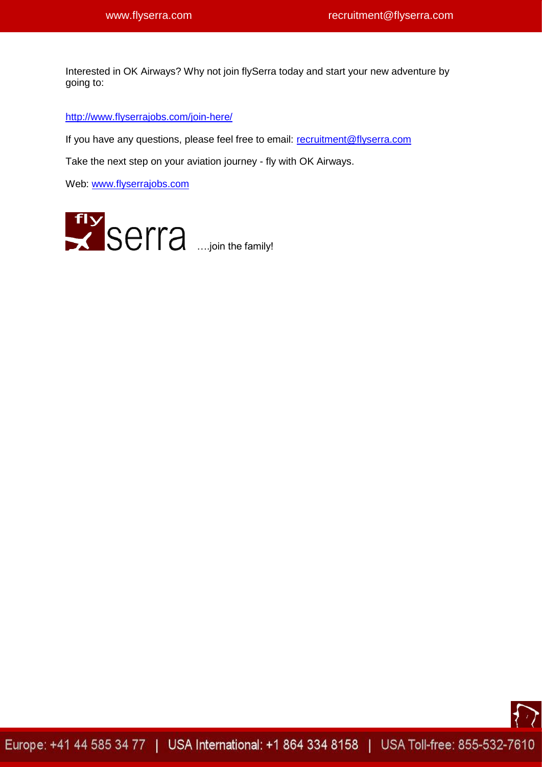Interested in OK Airways? Why not join flySerra today and start your new adventure by going to:

http://www.flyserrajobs.com/join-here/

If you have any questions, please feel free to email: recruitment@flyserra.com

Take the next step on your aviation journey - fly with OK Airways.

Web: www.flyserrajobs.com

fly serra ….join the family!